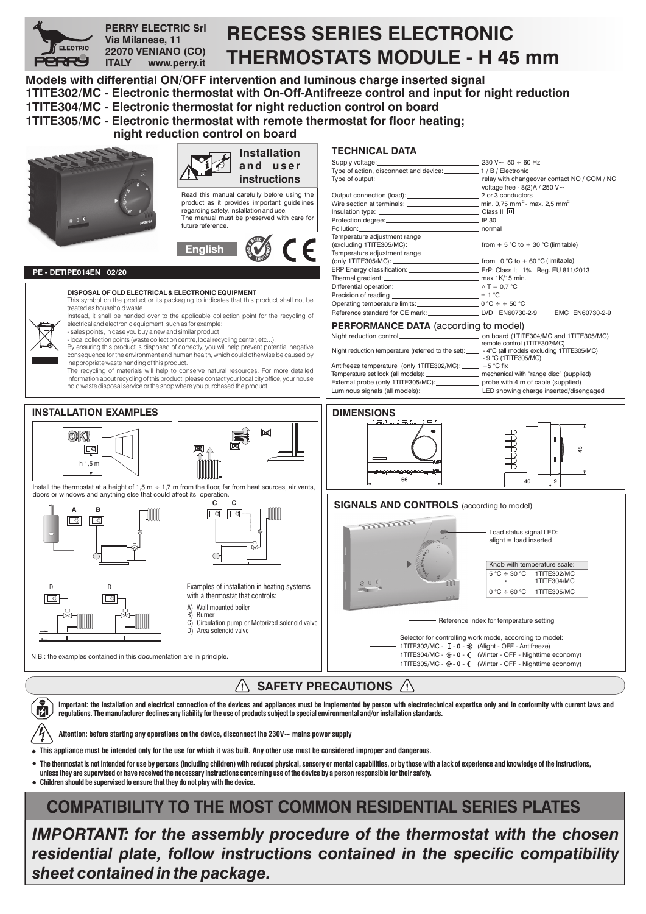PERRY ELECTRIC Srl
Via Milanese, 11
22070 VENIANO (CO)
ITALY www.perry.it

# RECESS SERIES ELECTRONIC THERMOSTATS MODULE - H 45 mm

**Models with differential ON/OFF intervention and luminous charge inserted signal**
**1TITE302/MC - Electronic thermostat with On-Off-Antifreeze control and input for night reduction**
**1TITE304/MC - Electronic thermostat for night reduction control on board**
**1TITE305/MC - Electronic thermostat with remote thermostat for floor heating; night reduction control on board**

## Installation and user instructions

Read this manual carefully before using the product as it provides important guidelines regarding safety, installation and use.
The manual must be preserved with care for future reference.

**English**

PE - DETIPE014EN 02/20

**DISPOSAL OF OLD ELECTRICAL & ELECTRONIC EQUIPMENT**
This symbol on the product or its packaging to indicates that this product shall not be treated as household waste.
Instead, it shall be handed over to the applicable collection point for the recycling of electrical and electronic equipment, such as for example:
- sales points, in case you buy a new and similar product
- local collection points (waste collection centre, local recycling center, etc...).

By ensuring this product is disposed of correctly, you will help prevent potential negative consequence for the environment and human health, which could otherwise be caused by inappropriate waste handing of this product.
The recycling of materials will help to conserve natural resources. For more detailed information about recycling of this product, please contact your local city office, your house hold waste disposal service or the shop where you purchased the product.

## TECHNICAL DATA

| | |
|---|---|
| Supply voltage: | 230 V~ 50 ÷ 60 Hz |
| Type of action, disconnect and device: | 1 / B / Electronic |
| Type of output: | relay with changeover contact NO / COM / NC voltage free - 8(2)A / 250 V~ |
| Output connection (load): | 2 or 3 conductors |
| Wire section at terminals: | min. 0,75 mm² - max. 2,5 mm² |
| Insulation type: | Class II |
| Protection degree: | IP 30 |
| Pollution: | normal |
| Temperature adjustment range (excluding 1TITE305/MC): | from + 5 °C to + 30 °C (limitable) |
| Temperature adjustment range (only 1TITE305/MC): | from 0 °C to + 60 °C (limitable) |
| ERP Energy classification: | ErP: Class I; 1% Reg. EU 811/2013 |
| Thermal gradient: | max 1K/15 min. |
| Differential operation: | $\Delta T = 0{,}7$ °C |
| Precision of reading | ± 1 °C |
| Operating temperature limits: | 0 °C ÷ + 50 °C |
| Reference standard for CE mark: | LVD EN60730-2-9 EMC EN60730-2-9 |

## PERFORMANCE DATA (according to model)

| | |
|---|---|
| Night reduction control | on board (1TITE304/MC and 1TITE305/MC) remote control (1TITE302/MC) |
| Night reduction temperature (referred to the set): | - 4°C (all models excluding 1TITE305/MC) - 9 °C (1TITE305/MC) |
| Antifreeze temperature (only 1TITE302/MC): | +5 °C fix |
| Temperature set lock (all models): | mechanical with "range disc" (supplied) |
| External probe (only 1TITE305/MC): | probe with 4 m of cable (supplied) |
| Luminous signals (all models): | LED showing charge inserted/disengaged |

## INSTALLATION EXAMPLES

OK!
h 1,5 m

Install the thermostat at a height of 1,5 m ÷ 1,7 m from the floor, far from heat sources, air vents, doors or windows and anything else that could affect its operation.

Examples of installation in heating systems with a thermostat that controls:
- A) Wall mounted boiler
- B) Burner
- C) Circulation pump or Motorized solenoid valve
- D) Area solenoid valve

N.B.: the examples contained in this documentation are in principle.

## DIMENSIONS

66 — 40 — 9 — 45

## SIGNALS AND CONTROLS (according to model)

Load status signal LED: alight = load inserted

| Knob with temperature scale: | |
|---|---|
| 5 °C ÷ 30 °C | 1TITE302/MC |
| " | 1TITE304/MC |
| 0 °C ÷ 60 °C | 1TITE305/MC |

Reference index for temperature setting

Selector for controlling work mode, according to model:
1TITE302/MC - I - 0 - ✻ (Alight - OFF - Antifreeze)
1TITE304/MC - ✻ - 0 - ☾ (Winter - OFF - Nighttime economy)
1TITE305/MC - ✻ - 0 - ☾ (Winter - OFF - Nighttime economy)

## ⚠ SAFETY PRECAUTIONS ⚠

**Important: the installation and electrical connection of the devices and appliances must be implemented by person with electrotechnical expertise only and in conformity with current laws and regulations. The manufacturer declines any liability for the use of products subject to special environmental and/or installation standards.**

**Attention: before starting any operations on the device, disconnect the 230V~ mains power supply**

- **This appliance must be intended only for the use for which it was built. Any other use must be considered improper and dangerous.**
- **The thermostat is not intended for use by persons (including children) with reduced physical, sensory or mental capabilities, or by those with a lack of experience and knowledge of the instructions, unless they are supervised or have received the necessary instructions concerning use of the device by a person responsible for their safety.**
- **Children should be supervised to ensure that they do not play with the device.**

# COMPATIBILITY TO THE MOST COMMON RESIDENTIAL SERIES PLATES

***IMPORTANT: for the assembly procedure of the thermostat with the chosen residential plate, follow instructions contained in the specific compatibility sheet contained in the package.***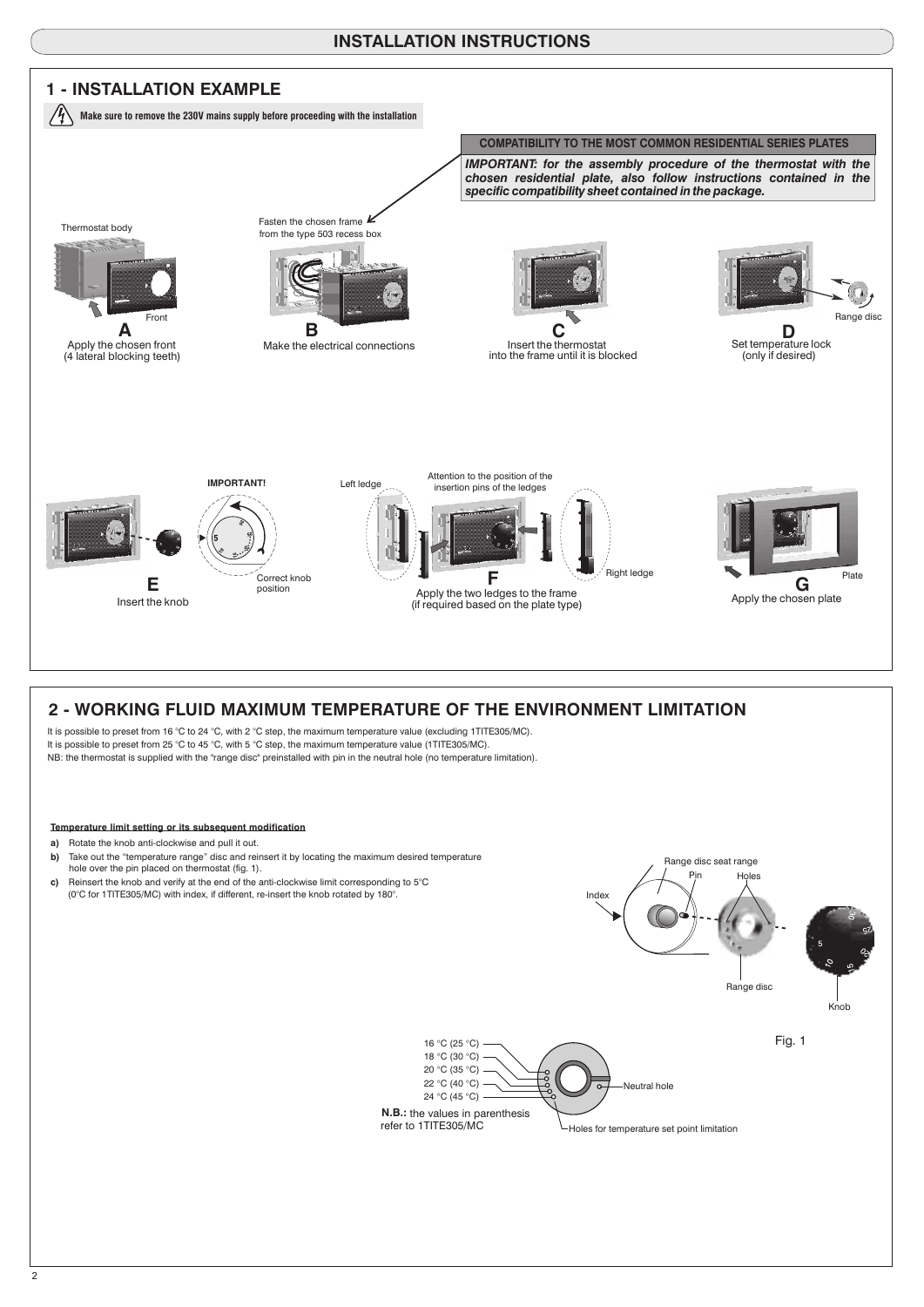# INSTALLATION INSTRUCTIONS

## 1 - INSTALLATION EXAMPLE

**Make sure to remove the 230V mains supply before proceeding with the installation**

**COMPATIBILITY TO THE MOST COMMON RESIDENTIAL SERIES PLATES**

***IMPORTANT: for the assembly procedure of the thermostat with the chosen residential plate, also follow instructions contained in the specific compatibility sheet contained in the package.***

Thermostat body

Front

**A** Apply the chosen front (4 lateral blocking teeth)

Fasten the chosen frame from the type 503 recess box

**B** Make the electrical connections

**C** Insert the thermostat into the frame until it is blocked

Range disc

**D** Set temperature lock (only if desired)

**E** Insert the knob

**IMPORTANT!**

Correct knob position

Left ledge

Attention to the position of the insertion pins of the ledges

Right ledge

**F** Apply the two ledges to the frame (if required based on the plate type)

Plate

**G** Apply the chosen plate

## 2 - WORKING FLUID MAXIMUM TEMPERATURE OF THE ENVIRONMENT LIMITATION

It is possible to preset from 16 °C to 24 °C, with 2 °C step, the maximum temperature value (excluding 1TITE305/MC).
It is possible to preset from 25 °C to 45 °C, with 5 °C step, the maximum temperature value (1TITE305/MC).
NB: the thermostat is supplied with the "range disc" preinstalled with pin in the neutral hole (no temperature limitation).

**Temperature limit setting or its subsequent modification**

- **a)** Rotate the knob anti-clockwise and pull it out.
- **b)** Take out the "temperature range" disc and reinsert it by locating the maximum desired temperature hole over the pin placed on thermostat (fig. 1).
- **c)** Reinsert the knob and verify at the end of the anti-clockwise limit corresponding to 5°C (0°C for 1TITE305/MC) with index, if different, re-insert the knob rotated by 180°.

Index

Range disc seat range

Pin

Holes

Range disc

Knob

Fig. 1

16 °C (25 °C)
18 °C (30 °C)
20 °C (35 °C)
22 °C (40 °C)
24 °C (45 °C)

Neutral hole

Holes for temperature set point limitation

**N.B.:** the values in parenthesis refer to 1TITE305/MC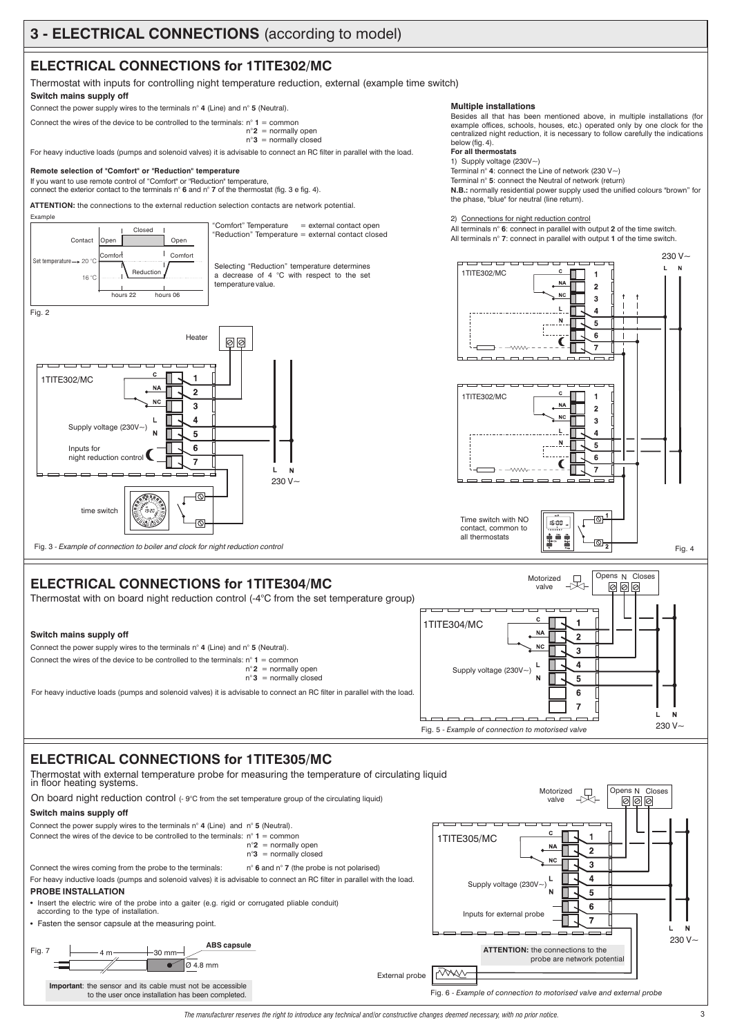# 3 - ELECTRICAL CONNECTIONS (according to model)

## ELECTRICAL CONNECTIONS for 1TITE302/MC

Thermostat with inputs for controlling night temperature reduction, external (example time switch)

**Switch mains supply off**

Connect the power supply wires to the terminals n° **4** (Line) and n° **5** (Neutral).

Connect the wires of the device to be controlled to the terminals: n° **1** = common
n° **2** = normally open
n° **3** = normally closed

For heavy inductive loads (pumps and solenoid valves) it is advisable to connect an RC filter in parallel with the load.

**Remote selection of "Comfort" or "Reduction" temperature**

If you want to use remote control of "Comfort" or "Reduction" temperature, connect the exterior contact to the terminals n° **6** and n° **7** of the thermostat (fig. 3 e fig. 4).

**ATTENTION:** the connections to the external reduction selection contacts are network potential.

Example

"Comfort" Temperature = external contact open
"Reduction" Temperature = external contact closed

Selecting "Reduction" temperature determines a decrease of 4 °C with respect to the set temperature value.

Fig. 2

Fig. 3 - *Example of connection to boiler and clock for night reduction control*

**Multiple installations**

Besides all that has been mentioned above, in multiple installations (for example offices, schools, houses, etc.) operated only by one clock for the centralized night reduction, it is necessary to follow carefully the indications below (fig. 4).

**For all thermostats**

1) Supply voltage (230V~)
Terminal n° **4**: connect the Line of network (230 V~)
Terminal n° **5**: connect the Neutral of network (return)
**N.B.:** normally residential power supply used the unified colours "brown" for the phase, "blue" for neutral (line return).

2) Connections for night reduction control
All terminals n° **6**: connect in parallel with output **2** of the time switch.
All terminals n° **7**: connect in parallel with output **1** of the time switch.

Time switch with NO contact, common to all thermostats

Fig. 4

## ELECTRICAL CONNECTIONS for 1TITE304/MC

Thermostat with on board night reduction control (-4°C from the set temperature group)

**Switch mains supply off**

Connect the power supply wires to the terminals n° **4** (Line) and n° **5** (Neutral).

Connect the wires of the device to be controlled to the terminals: n° **1** = common
n° **2** = normally open
n° **3** = normally closed

For heavy inductive loads (pumps and solenoid valves) it is advisable to connect an RC filter in parallel with the load.

Fig. 5 - *Example of connection to motorised valve*

## ELECTRICAL CONNECTIONS for 1TITE305/MC

Thermostat with external temperature probe for measuring the temperature of circulating liquid in floor heating systems.

On board night reduction control (- 9°C from the set temperature group of the circulating liquid)

**Switch mains supply off**

Connect the power supply wires to the terminals n° **4** (Line) and n° **5** (Neutral).

Connect the wires of the device to be controlled to the terminals: n° **1** = common
n° **2** = normally open
n° **3** = normally closed

Connect the wires coming from the probe to the terminals: n° **6** and n° **7** (the probe is not polarised)

For heavy inductive loads (pumps and solenoid valves) it is advisable to connect an RC filter in parallel with the load.

**PROBE INSTALLATION**

- Insert the electric wire of the probe into a gaiter (e.g. rigid or corrugated pliable conduit) according to the type of installation.
- Fasten the sensor capsule at the measuring point.

Fig. 7 — 4 m — 30 mm — **ABS capsule** — Ø 4.8 mm

**Important**: the sensor and its cable must not be accessible to the user once installation has been completed.

**ATTENTION:** the connections to the probe are network potential

Fig. 6 - *Example of connection to motorised valve and external probe*

*The manufacturer reserves the right to introduce any technical and/or constructive changes deemed necessary, with no prior notice.*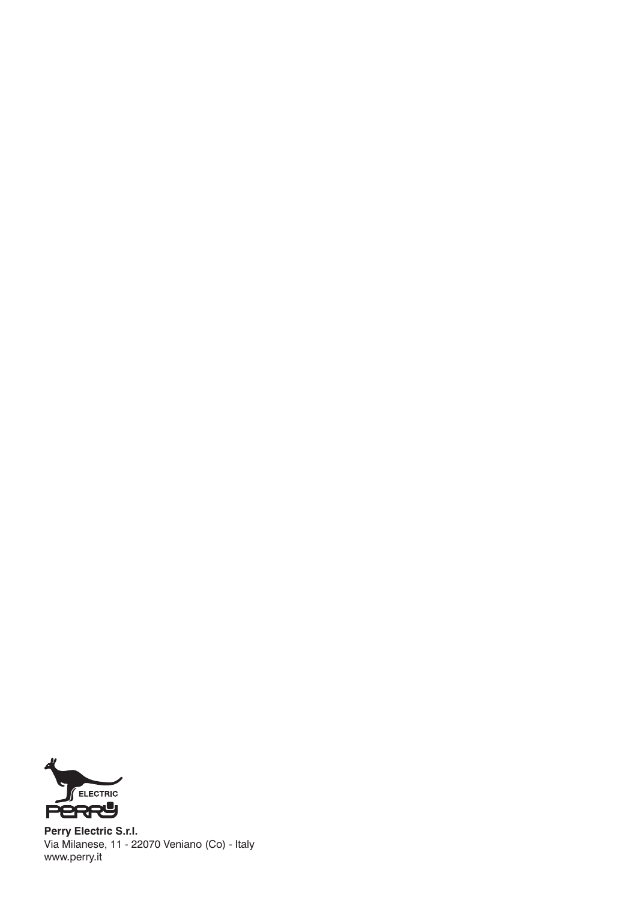ELECTRIC
PERRY

**Perry Electric S.r.l.**
Via Milanese, 11 - 22070 Veniano (Co) - Italy
www.perry.it